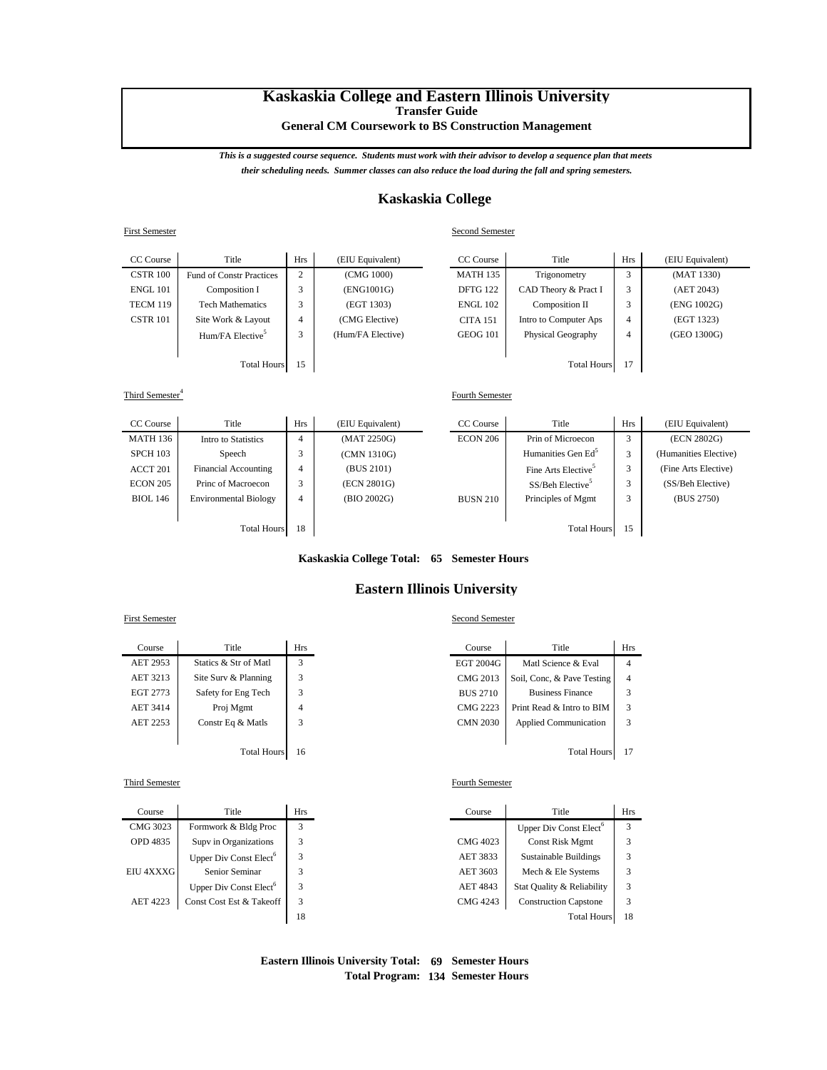# Kaskaskia College and Eastern Illinois University

**Transfer Guide**

**General CM Coursework to BS Construction Management**

***This is a suggested course sequence. Students must work with their advisor to develop a sequence plan that meets their scheduling needs. Summer classes can also reduce the load during the fall and spring semesters.***

## Kaskaskia College

First Semester

| CC Course | Title | Hrs | (EIU Equivalent) |
|---|---|---|---|
| CSTR 100 | Fund of Constr Practices | 2 | (CMG 1000) |
| ENGL 101 | Composition I | 3 | (ENG1001G) |
| TECM 119 | Tech Mathematics | 3 | (EGT 1303) |
| CSTR 101 | Site Work & Layout | 4 | (CMG Elective) |
| | Hum/FA Elective[5] | 3 | (Hum/FA Elective) |
| | Total Hours | 15 | |

Second Semester

| CC Course | Title | Hrs | (EIU Equivalent) |
|---|---|---|---|
| MATH 135 | Trigonometry | 3 | (MAT 1330) |
| DFTG 122 | CAD Theory & Pract I | 3 | (AET 2043) |
| ENGL 102 | Composition II | 3 | (ENG 1002G) |
| CITA 151 | Intro to Computer Aps | 4 | (EGT 1323) |
| GEOG 101 | Physical Geography | 4 | (GEO 1300G) |
| | Total Hours | 17 | |

Third Semester[4]

| CC Course | Title | Hrs | (EIU Equivalent) |
|---|---|---|---|
| MATH 136 | Intro to Statistics | 4 | (MAT 2250G) |
| SPCH 103 | Speech | 3 | (CMN 1310G) |
| ACCT 201 | Financial Accounting | 4 | (BUS 2101) |
| ECON 205 | Princ of Macroecon | 3 | (ECN 2801G) |
| BIOL 146 | Environmental Biology | 4 | (BIO 2002G) |
| | Total Hours | 18 | |

Fourth Semester

| CC Course | Title | Hrs | (EIU Equivalent) |
|---|---|---|---|
| ECON 206 | Prin of Microecon | 3 | (ECN 2802G) |
| | Humanities Gen Ed[5] | 3 | (Humanities Elective) |
| | Fine Arts Elective[5] | 3 | (Fine Arts Elective) |
| | SS/Beh Elective[5] | 3 | (SS/Beh Elective) |
| BUSN 210 | Principles of Mgmt | 3 | (BUS 2750) |
| | Total Hours | 15 | |

**Kaskaskia College Total: 65 Semester Hours**

## Eastern Illinois University

First Semester

| Course | Title | Hrs |
|---|---|---|
| AET 2953 | Statics & Str of Matl | 3 |
| AET 3213 | Site Surv & Planning | 3 |
| EGT 2773 | Safety for Eng Tech | 3 |
| AET 3414 | Proj Mgmt | 4 |
| AET 2253 | Constr Eq & Matls | 3 |
| | Total Hours | 16 |

Second Semester

| Course | Title | Hrs |
|---|---|---|
| EGT 2004G | Matl Science & Eval | 4 |
| CMG 2013 | Soil, Conc, & Pave Testing | 4 |
| BUS 2710 | Business Finance | 3 |
| CMG 2223 | Print Read & Intro to BIM | 3 |
| CMN 2030 | Applied Communication | 3 |
| | Total Hours | 17 |

Third Semester

| Course | Title | Hrs |
|---|---|---|
| CMG 3023 | Formwork & Bldg Proc | 3 |
| OPD 4835 | Supv in Organizations | 3 |
| | Upper Div Const Elect[6] | 3 |
| EIU 4XXXG | Senior Seminar | 3 |
| | Upper Div Const Elect[6] | 3 |
| AET 4223 | Const Cost Est & Takeoff | 3 |
| | | 18 |

Fourth Semester

| Course | Title | Hrs |
|---|---|---|
| | Upper Div Const Elect[6] | 3 |
| CMG 4023 | Const Risk Mgmt | 3 |
| AET 3833 | Sustainable Buildings | 3 |
| AET 3603 | Mech & Ele Systems | 3 |
| AET 4843 | Stat Quality & Reliability | 3 |
| CMG 4243 | Construction Capstone | 3 |
| | Total Hours | 18 |

**Eastern Illinois University Total: 69 Semester Hours**

**Total Program: 134 Semester Hours**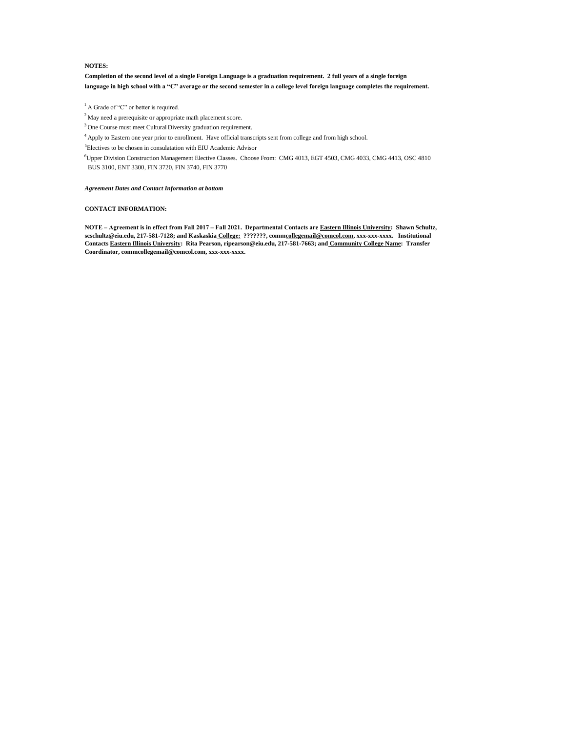**NOTES:**

**Completion of the second level of a single Foreign Language is a graduation requirement. 2 full years of a single foreign language in high school with a "C" average or the second semester in a college level foreign language completes the requirement.**

[1] A Grade of "C" or better is required.

[2] May need a prerequisite or appropriate math placement score.

[3] One Course must meet Cultural Diversity graduation requirement.

[4] Apply to Eastern one year prior to enrollment. Have official transcripts sent from college and from high school.

[5] Electives to be chosen in consulatation with EIU Academic Advisor

[6] Upper Division Construction Management Elective Classes. Choose From: CMG 4013, EGT 4503, CMG 4033, CMG 4413, OSC 4810 BUS 3100, ENT 3300, FIN 3720, FIN 3740, FIN 3770

***Agreement Dates and Contact Information at bottom***

**CONTACT INFORMATION:**

**NOTE – Agreement is in effect from Fall 2017 – Fall 2021. Departmental Contacts are Eastern Illinois University: Shawn Schultz, scschultz@eiu.edu, 217-581-7128; and Kaskaskia College: ???????, commcollegemail@comcol.com, xxx-xxx-xxxx. Institutional Contacts Eastern Illinois University: Rita Pearson, ripearson@eiu.edu, 217-581-7663; and Community College Name: Transfer Coordinator, commcollegemail@comcol.com, xxx-xxx-xxxx.**